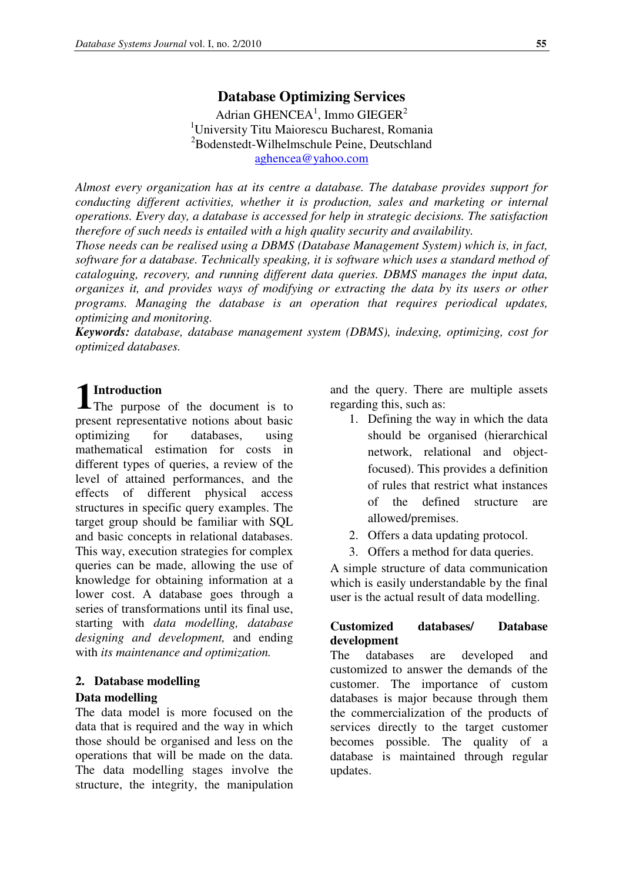# Database Optimizing Services

Adrian GHENCEA[1], Immo GIEGER[2]

[1]University Titu Maiorescu Bucharest, Romania

[2]Bodenstedt-Wilhelmschule Peine, Deutschland

aghencea@yahoo.com

*Almost every organization has at its centre a database. The database provides support for conducting different activities, whether it is production, sales and marketing or internal operations. Every day, a database is accessed for help in strategic decisions. The satisfaction therefore of such needs is entailed with a high quality security and availability.*

*Those needs can be realised using a DBMS (Database Management System) which is, in fact, software for a database. Technically speaking, it is software which uses a standard method of cataloguing, recovery, and running different data queries. DBMS manages the input data, organizes it, and provides ways of modifying or extracting the data by its users or other programs. Managing the database is an operation that requires periodical updates, optimizing and monitoring.*

***Keywords:*** *database, database management system (DBMS), indexing, optimizing, cost for optimized databases.*

## 1 Introduction

The purpose of the document is to present representative notions about basic optimizing for databases, using mathematical estimation for costs in different types of queries, a review of the level of attained performances, and the effects of different physical access structures in specific query examples. The target group should be familiar with SQL and basic concepts in relational databases. This way, execution strategies for complex queries can be made, allowing the use of knowledge for obtaining information at a lower cost. A database goes through a series of transformations until its final use, starting with *data modelling, database designing and development,* and ending with *its maintenance and optimization.*

## 2. Database modelling

### Data modelling

The data model is more focused on the data that is required and the way in which those should be organised and less on the operations that will be made on the data. The data modelling stages involve the structure, the integrity, the manipulation and the query. There are multiple assets regarding this, such as:

1. Defining the way in which the data should be organised (hierarchical network, relational and object-focused). This provides a definition of rules that restrict what instances of the defined structure are allowed/premises.
2. Offers a data updating protocol.
3. Offers a method for data queries.

A simple structure of data communication which is easily understandable by the final user is the actual result of data modelling.

### Customized databases/ Database development

The databases are developed and customized to answer the demands of the customer. The importance of custom databases is major because through them the commercialization of the products of services directly to the target customer becomes possible. The quality of a database is maintained through regular updates.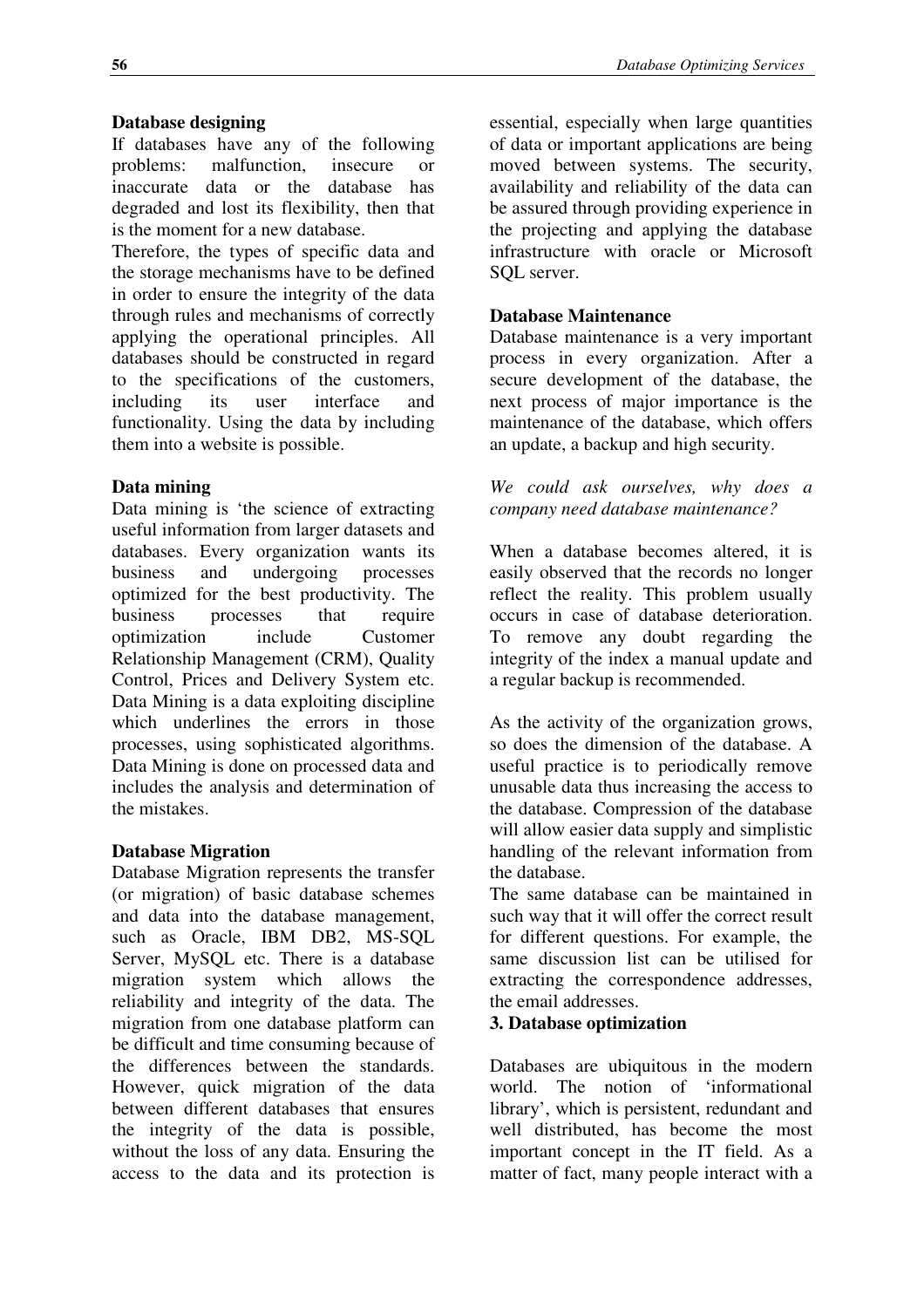**Database designing**

If databases have any of the following problems: malfunction, insecure or inaccurate data or the database has degraded and lost its flexibility, then that is the moment for a new database.

Therefore, the types of specific data and the storage mechanisms have to be defined in order to ensure the integrity of the data through rules and mechanisms of correctly applying the operational principles. All databases should be constructed in regard to the specifications of the customers, including its user interface and functionality. Using the data by including them into a website is possible.

**Data mining**

Data mining is 'the science of extracting useful information from larger datasets and databases. Every organization wants its business and undergoing processes optimized for the best productivity. The business processes that require optimization include Customer Relationship Management (CRM), Quality Control, Prices and Delivery System etc. Data Mining is a data exploiting discipline which underlines the errors in those processes, using sophisticated algorithms. Data Mining is done on processed data and includes the analysis and determination of the mistakes.

**Database Migration**

Database Migration represents the transfer (or migration) of basic database schemes and data into the database management, such as Oracle, IBM DB2, MS-SQL Server, MySQL etc. There is a database migration system which allows the reliability and integrity of the data. The migration from one database platform can be difficult and time consuming because of the differences between the standards. However, quick migration of the data between different databases that ensures the integrity of the data is possible, without the loss of any data. Ensuring the access to the data and its protection is essential, especially when large quantities of data or important applications are being moved between systems. The security, availability and reliability of the data can be assured through providing experience in the projecting and applying the database infrastructure with oracle or Microsoft SQL server.

**Database Maintenance**

Database maintenance is a very important process in every organization. After a secure development of the database, the next process of major importance is the maintenance of the database, which offers an update, a backup and high security.

*We could ask ourselves, why does a company need database maintenance?*

When a database becomes altered, it is easily observed that the records no longer reflect the reality. This problem usually occurs in case of database deterioration. To remove any doubt regarding the integrity of the index a manual update and a regular backup is recommended.

As the activity of the organization grows, so does the dimension of the database. A useful practice is to periodically remove unusable data thus increasing the access to the database. Compression of the database will allow easier data supply and simplistic handling of the relevant information from the database.

The same database can be maintained in such way that it will offer the correct result for different questions. For example, the same discussion list can be utilised for extracting the correspondence addresses, the email addresses.

**3. Database optimization**

Databases are ubiquitous in the modern world. The notion of 'informational library', which is persistent, redundant and well distributed, has become the most important concept in the IT field. As a matter of fact, many people interact with a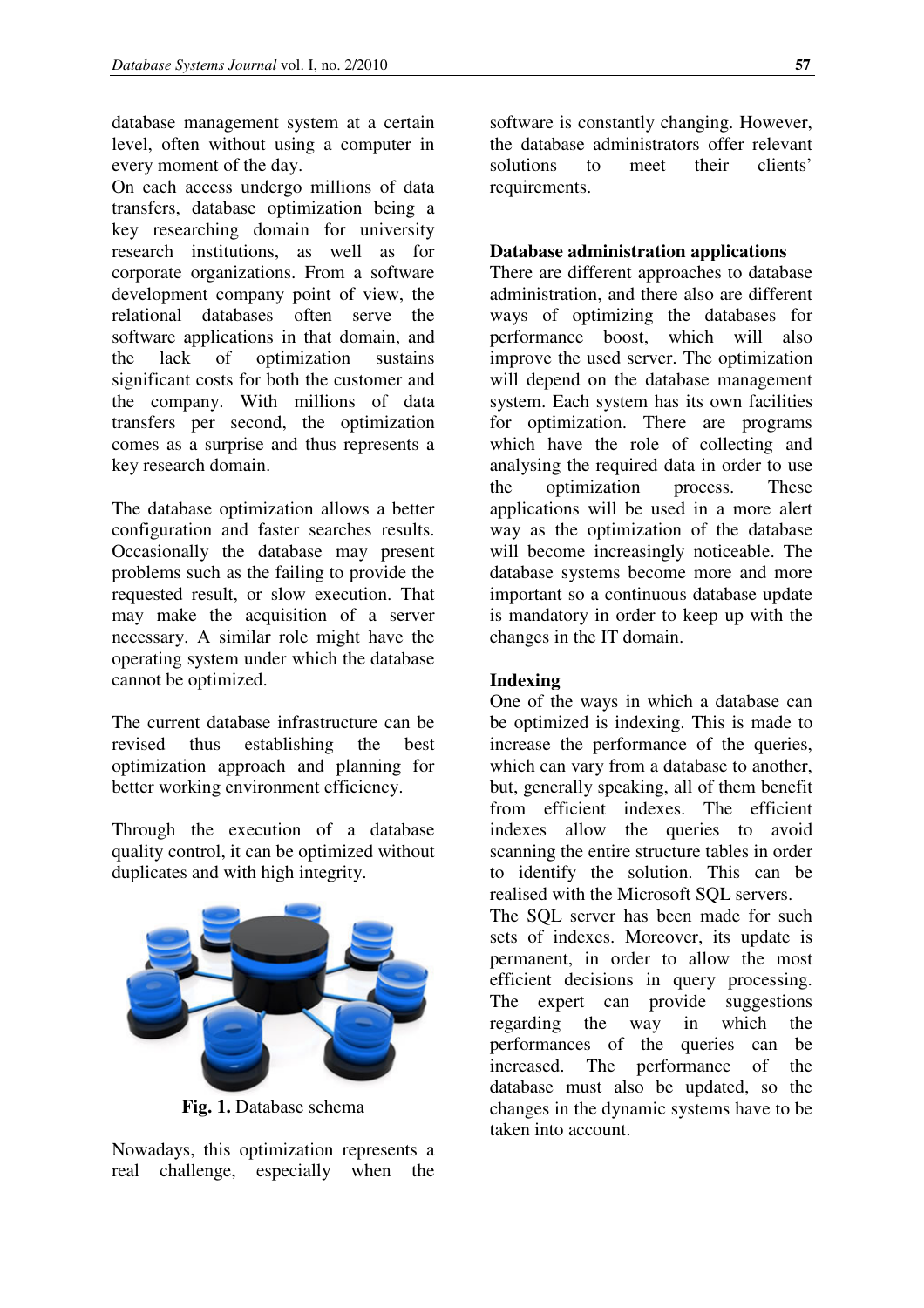database management system at a certain level, often without using a computer in every moment of the day.
On each access undergo millions of data transfers, database optimization being a key researching domain for university research institutions, as well as for corporate organizations. From a software development company point of view, the relational databases often serve the software applications in that domain, and the lack of optimization sustains significant costs for both the customer and the company. With millions of data transfers per second, the optimization comes as a surprise and thus represents a key research domain.

The database optimization allows a better configuration and faster searches results. Occasionally the database may present problems such as the failing to provide the requested result, or slow execution. That may make the acquisition of a server necessary. A similar role might have the operating system under which the database cannot be optimized.

The current database infrastructure can be revised thus establishing the best optimization approach and planning for better working environment efficiency.

Through the execution of a database quality control, it can be optimized without duplicates and with high integrity.

**Fig. 1.** Database schema

Nowadays, this optimization represents a real challenge, especially when the software is constantly changing. However, the database administrators offer relevant solutions to meet their clients' requirements.

**Database administration applications**

There are different approaches to database administration, and there also are different ways of optimizing the databases for performance boost, which will also improve the used server. The optimization will depend on the database management system. Each system has its own facilities for optimization. There are programs which have the role of collecting and analysing the required data in order to use the optimization process. These applications will be used in a more alert way as the optimization of the database will become increasingly noticeable. The database systems become more and more important so a continuous database update is mandatory in order to keep up with the changes in the IT domain.

**Indexing**

One of the ways in which a database can be optimized is indexing. This is made to increase the performance of the queries, which can vary from a database to another, but, generally speaking, all of them benefit from efficient indexes. The efficient indexes allow the queries to avoid scanning the entire structure tables in order to identify the solution. This can be realised with the Microsoft SQL servers.
The SQL server has been made for such sets of indexes. Moreover, its update is permanent, in order to allow the most efficient decisions in query processing. The expert can provide suggestions regarding the way in which the performances of the queries can be increased. The performance of the database must also be updated, so the changes in the dynamic systems have to be taken into account.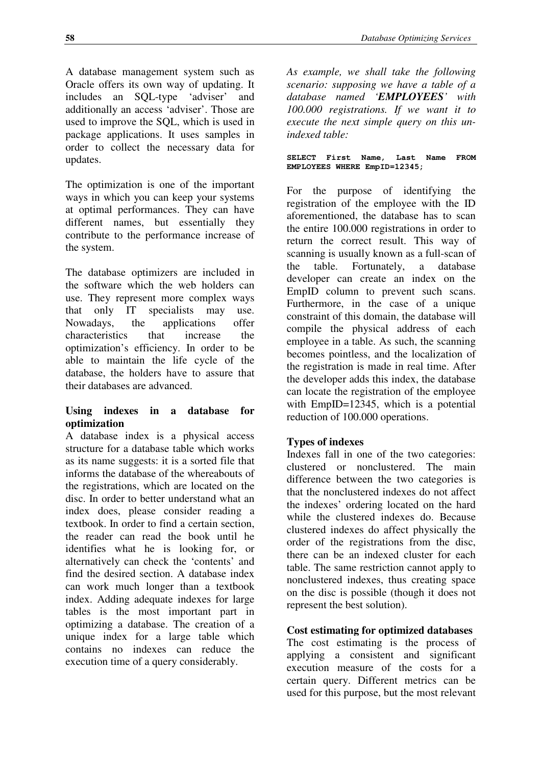A database management system such as Oracle offers its own way of updating. It includes an SQL-type 'adviser' and additionally an access 'adviser'. Those are used to improve the SQL, which is used in package applications. It uses samples in order to collect the necessary data for updates.

The optimization is one of the important ways in which you can keep your systems at optimal performances. They can have different names, but essentially they contribute to the performance increase of the system.

The database optimizers are included in the software which the web holders can use. They represent more complex ways that only IT specialists may use. Nowadays, the applications offer characteristics that increase the optimization's efficiency. In order to be able to maintain the life cycle of the database, the holders have to assure that their databases are advanced.

### Using indexes in a database for optimization

A database index is a physical access structure for a database table which works as its name suggests: it is a sorted file that informs the database of the whereabouts of the registrations, which are located on the disc. In order to better understand what an index does, please consider reading a textbook. In order to find a certain section, the reader can read the book until he identifies what he is looking for, or alternatively can check the 'contents' and find the desired section. A database index can work much longer than a textbook index. Adding adequate indexes for large tables is the most important part in optimizing a database. The creation of a unique index for a large table which contains no indexes can reduce the execution time of a query considerably.

*As example, we shall take the following scenario: supposing we have a table of a database named '**EMPLOYEES**' with 100.000 registrations. If we want it to execute the next simple query on this un-indexed table:*

```
SELECT First Name, Last Name FROM EMPLOYEES WHERE EmpID=12345;
```

For the purpose of identifying the registration of the employee with the ID aforementioned, the database has to scan the entire 100.000 registrations in order to return the correct result. This way of scanning is usually known as a full-scan of the table. Fortunately, a database developer can create an index on the EmpID column to prevent such scans. Furthermore, in the case of a unique constraint of this domain, the database will compile the physical address of each employee in a table. As such, the scanning becomes pointless, and the localization of the registration is made in real time. After the developer adds this index, the database can locate the registration of the employee with EmpID=12345, which is a potential reduction of 100.000 operations.

### Types of indexes

Indexes fall in one of the two categories: clustered or nonclustered. The main difference between the two categories is that the nonclustered indexes do not affect the indexes' ordering located on the hard while the clustered indexes do. Because clustered indexes do affect physically the order of the registrations from the disc, there can be an indexed cluster for each table. The same restriction cannot apply to nonclustered indexes, thus creating space on the disc is possible (though it does not represent the best solution).

### Cost estimating for optimized databases

The cost estimating is the process of applying a consistent and significant execution measure of the costs for a certain query. Different metrics can be used for this purpose, but the most relevant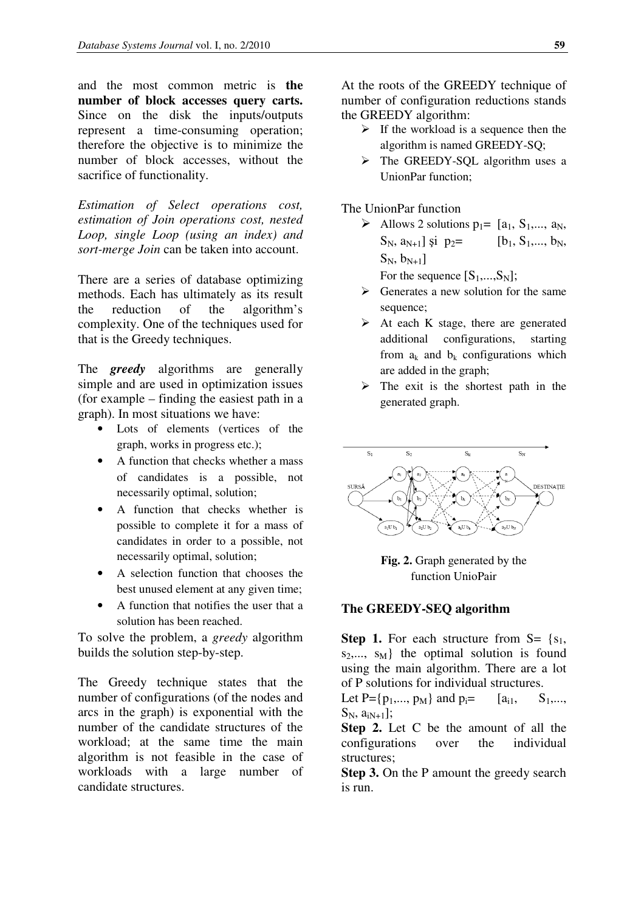and the most common metric is **the number of block accesses query carts.** Since on the disk the inputs/outputs represent a time-consuming operation; therefore the objective is to minimize the number of block accesses, without the sacrifice of functionality.

*Estimation of Select operations cost, estimation of Join operations cost, nested Loop, single Loop (using an index) and sort-merge Join* can be taken into account.

There are a series of database optimizing methods. Each has ultimately as its result the reduction of the algorithm's complexity. One of the techniques used for that is the Greedy techniques.

The ***greedy*** algorithms are generally simple and are used in optimization issues (for example – finding the easiest path in a graph). In most situations we have:

- Lots of elements (vertices of the graph, works in progress etc.);
- A function that checks whether a mass of candidates is a possible, not necessarily optimal, solution;
- A function that checks whether is possible to complete it for a mass of candidates in order to a possible, not necessarily optimal, solution;
- A selection function that chooses the best unused element at any given time;
- A function that notifies the user that a solution has been reached.

To solve the problem, a *greedy* algorithm builds the solution step-by-step.

The Greedy technique states that the number of configurations (of the nodes and arcs in the graph) is exponential with the number of the candidate structures of the workload; at the same time the main algorithm is not feasible in the case of workloads with a large number of candidate structures.

At the roots of the GREEDY technique of number of configuration reductions stands the GREEDY algorithm:

- If the workload is a sequence then the algorithm is named GREEDY-SQ;
- The GREEDY-SQL algorithm uses a UnionPar function;

The UnionPar function

- Allows 2 solutions $p_1 = [a_1, S_1, ..., a_N, S_N, a_{N+1}]$ şi $p_2 = [b_1, S_1, ..., b_N, S_N, b_{N+1}]$
  For the sequence $[S_1, ..., S_N]$;
- Generates a new solution for the same sequence;
- At each K stage, there are generated additional configurations, starting from $a_k$ and $b_k$ configurations which are added in the graph;
- The exit is the shortest path in the generated graph.

**Fig. 2.** Graph generated by the function UnioPair

### The GREEDY-SEQ algorithm

**Step 1.** For each structure from $S = \{s_1, s_2, ..., s_M\}$ the optimal solution is found using the main algorithm. There are a lot of P solutions for individual structures.
Let $P = \{p_1, ..., p_M\}$ and $p_i = [a_{i1}, S_1, ..., S_N, a_{iN+1}]$;

**Step 2.** Let C be the amount of all the configurations over the individual structures;

**Step 3.** On the P amount the greedy search is run.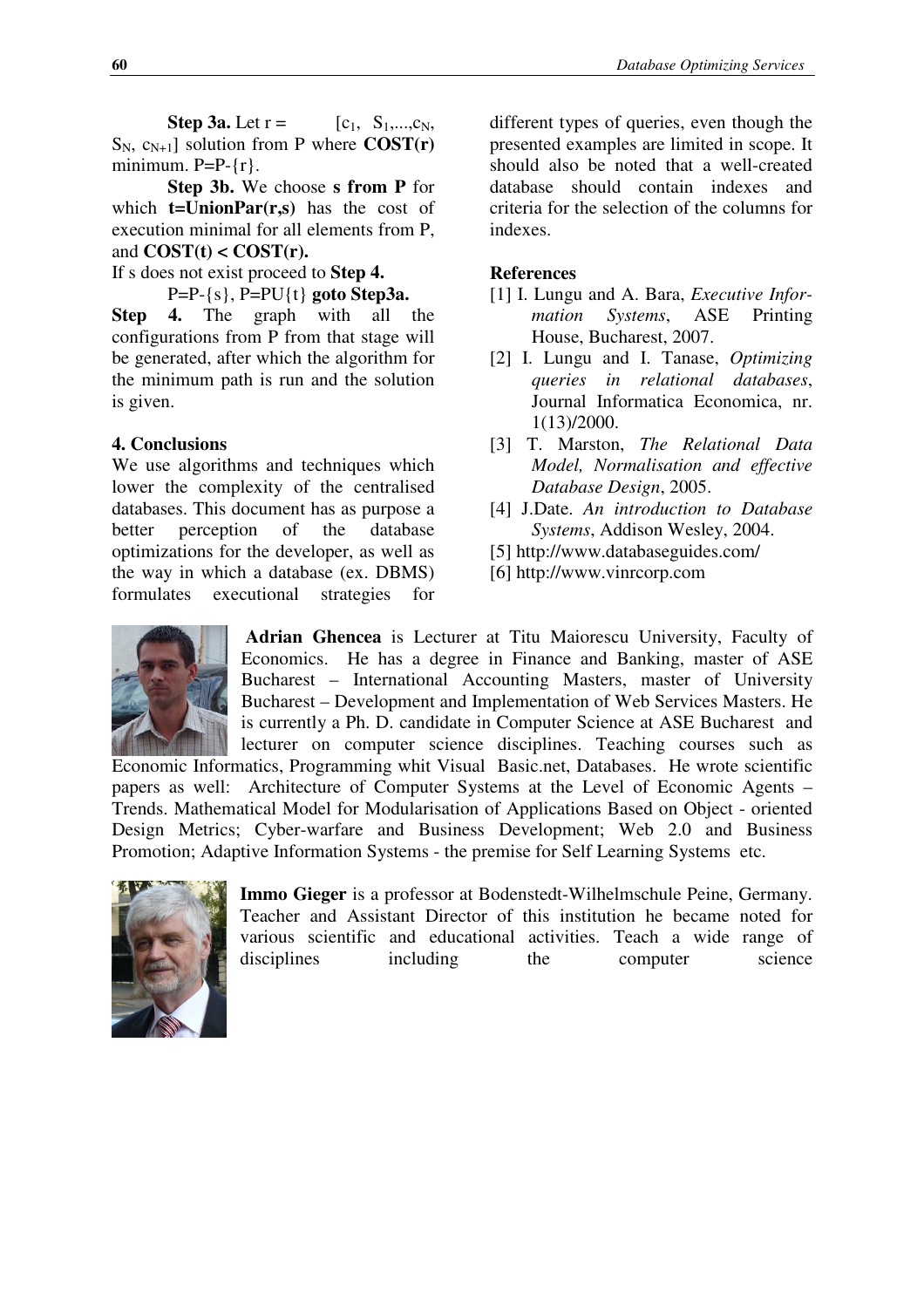**Step 3a.** Let r = [$c_1$, $S_1$,...,$c_N$, $S_N$, $c_{N+1}$] solution from P where **COST(r)** minimum. P=P-{r}.

**Step 3b.** We choose **s from P** for which **t=UnionPar(r,s)** has the cost of execution minimal for all elements from P, and **COST(t) < COST(r).**

If s does not exist proceed to **Step 4.**

P=P-{s}, P=PU{t} **goto Step3a.**

**Step 4.** The graph with all the configurations from P from that stage will be generated, after which the algorithm for the minimum path is run and the solution is given.

**4. Conclusions**

We use algorithms and techniques which lower the complexity of the centralised databases. This document has as purpose a better perception of the database optimizations for the developer, as well as the way in which a database (ex. DBMS) formulates executional strategies for different types of queries, even though the presented examples are limited in scope. It should also be noted that a well-created database should contain indexes and criteria for the selection of the columns for indexes.

**References**

[1] I. Lungu and A. Bara, *Executive Information Systems*, ASE Printing House, Bucharest, 2007.

[2] I. Lungu and I. Tanase, *Optimizing queries in relational databases*, Journal Informatica Economica, nr. 1(13)/2000.

[3] T. Marston, *The Relational Data Model, Normalisation and effective Database Design*, 2005.

[4] J.Date. *An introduction to Database Systems*, Addison Wesley, 2004.

[5] http://www.databaseguides.com/

[6] http://www.vinrcorp.com

**Adrian Ghencea** is Lecturer at Titu Maiorescu University, Faculty of Economics. He has a degree in Finance and Banking, master of ASE Bucharest – International Accounting Masters, master of University Bucharest – Development and Implementation of Web Services Masters. He is currently a Ph. D. candidate in Computer Science at ASE Bucharest and lecturer on computer science disciplines. Teaching courses such as Economic Informatics, Programming whit Visual Basic.net, Databases. He wrote scientific papers as well: Architecture of Computer Systems at the Level of Economic Agents – Trends. Mathematical Model for Modularisation of Applications Based on Object - oriented Design Metrics; Cyber-warfare and Business Development; Web 2.0 and Business Promotion; Adaptive Information Systems - the premise for Self Learning Systems etc.

**Immo Gieger** is a professor at Bodenstedt-Wilhelmschule Peine, Germany. Teacher and Assistant Director of this institution he became noted for various scientific and educational activities. Teach a wide range of disciplines including the computer science